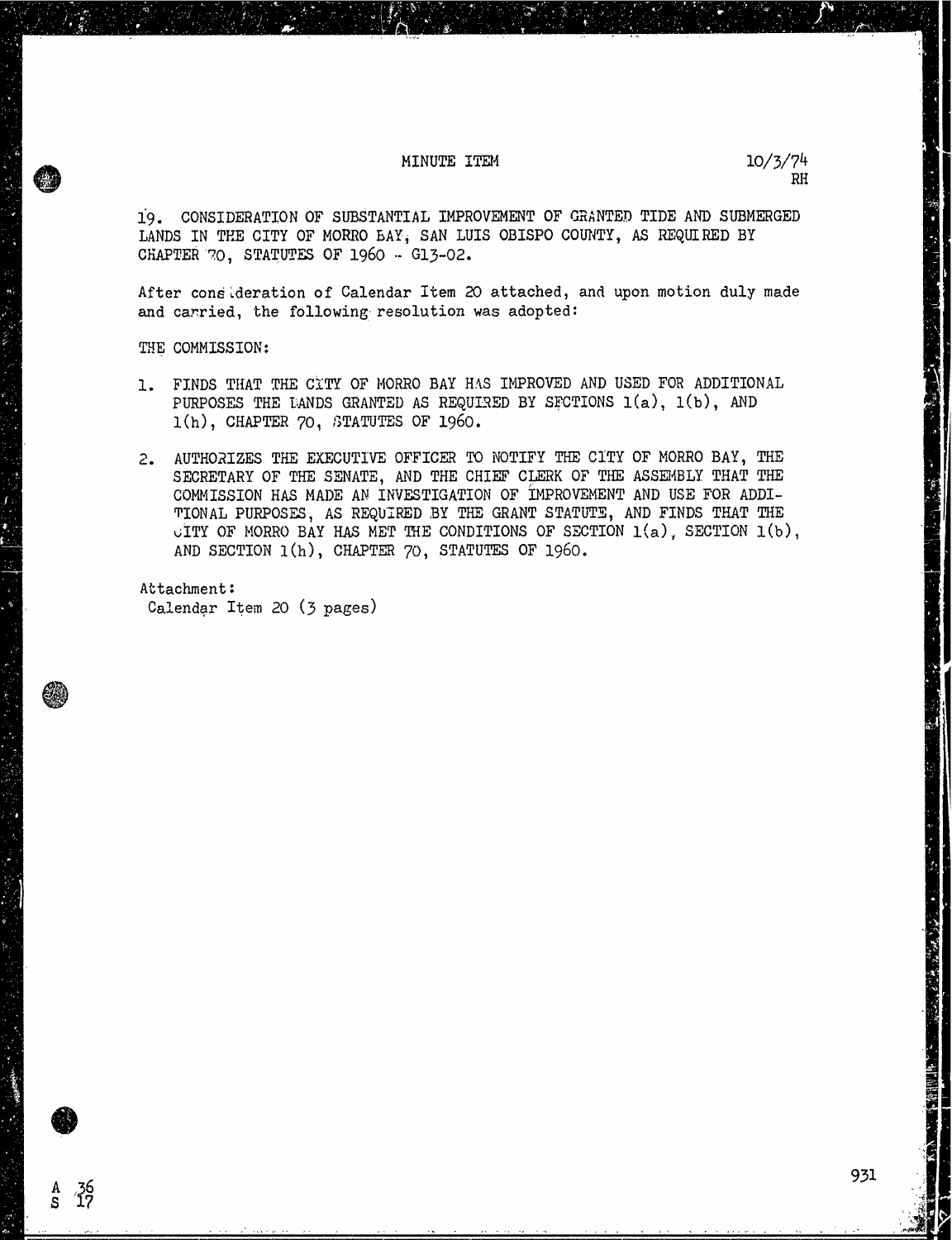MINUTE ITEM

10/3/74
RH

19. CONSIDERATION OF SUBSTANTIAL IMPROVEMENT OF GRANTED TIDE AND SUBMERGED LANDS IN THE CITY OF MORRO BAY, SAN LUIS OBISPO COUNTY, AS REQUIRED BY CHAPTER 70, STATUTES OF 1960 - G13-02.

After consideration of Calendar Item 20 attached, and upon motion duly made and carried, the following resolution was adopted:

THE COMMISSION:

1. FINDS THAT THE CITY OF MORRO BAY HAS IMPROVED AND USED FOR ADDITIONAL PURPOSES THE LANDS GRANTED AS REQUIRED BY SECTIONS 1(a), 1(b), AND 1(h), CHAPTER 70, STATUTES OF 1960.

2. AUTHORIZES THE EXECUTIVE OFFICER TO NOTIFY THE CITY OF MORRO BAY, THE SECRETARY OF THE SENATE, AND THE CHIEF CLERK OF THE ASSEMBLY THAT THE COMMISSION HAS MADE AN INVESTIGATION OF IMPROVEMENT AND USE FOR ADDITIONAL PURPOSES, AS REQUIRED BY THE GRANT STATUTE, AND FINDS THAT THE CITY OF MORRO BAY HAS MET THE CONDITIONS OF SECTION 1(a), SECTION 1(b), AND SECTION 1(h), CHAPTER 70, STATUTES OF 1960.

Attachment:
Calendar Item 20 (3 pages)

A 36
S 17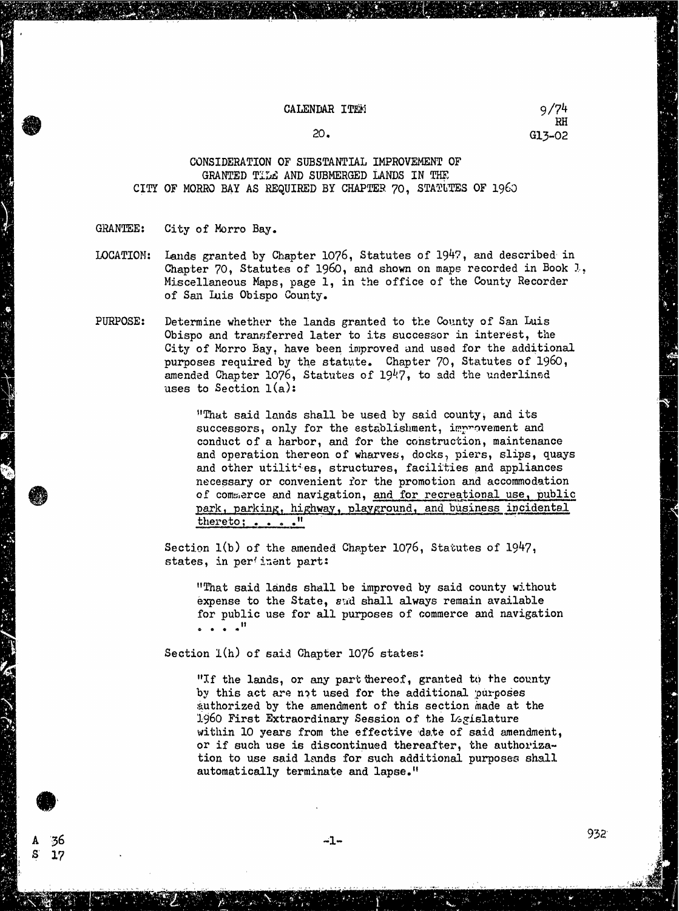CALENDAR ITEM

20.

9/74
RH
G13-02

CONSIDERATION OF SUBSTANTIAL IMPROVEMENT OF GRANTED TIDE AND SUBMERGED LANDS IN THE CITY OF MORRO BAY AS REQUIRED BY CHAPTER 70, STATUTES OF 1960

GRANTEE: City of Morro Bay.

LOCATION: Lands granted by Chapter 1076, Statutes of 1947, and described in Chapter 70, Statutes of 1960, and shown on maps recorded in Book 1, Miscellaneous Maps, page 1, in the office of the County Recorder of San Luis Obispo County.

PURPOSE: Determine whether the lands granted to the County of San Luis Obispo and transferred later to its successor in interest, the City of Morro Bay, have been improved and used for the additional purposes required by the statute. Chapter 70, Statutes of 1960, amended Chapter 1076, Statutes of 1947, to add the underlined uses to Section 1(a):

> "That said lands shall be used by said county, and its successors, only for the establishment, improvement and conduct of a harbor, and for the construction, maintenance and operation thereon of wharves, docks, piers, slips, quays and other utilities, structures, facilities and appliances necessary or convenient for the promotion and accommodation of commerce and navigation, <u>and for recreational use, public park, parking, highway, playground, and business incidental thereto; . . . ."</u>

Section 1(b) of the amended Chapter 1076, Statutes of 1947, states, in pertinent part:

> "That said lands shall be improved by said county without expense to the State, and shall always remain available for public use for all purposes of commerce and navigation . . . ."

Section 1(h) of said Chapter 1076 states:

> "If the lands, or any part thereof, granted to the county by this act are not used for the additional purposes authorized by the amendment of this section made at the 1960 First Extraordinary Session of the Legislature within 10 years from the effective date of said amendment, or if such use is discontinued thereafter, the authorization to use said lands for such additional purposes shall automatically terminate and lapse."

A 36
S 17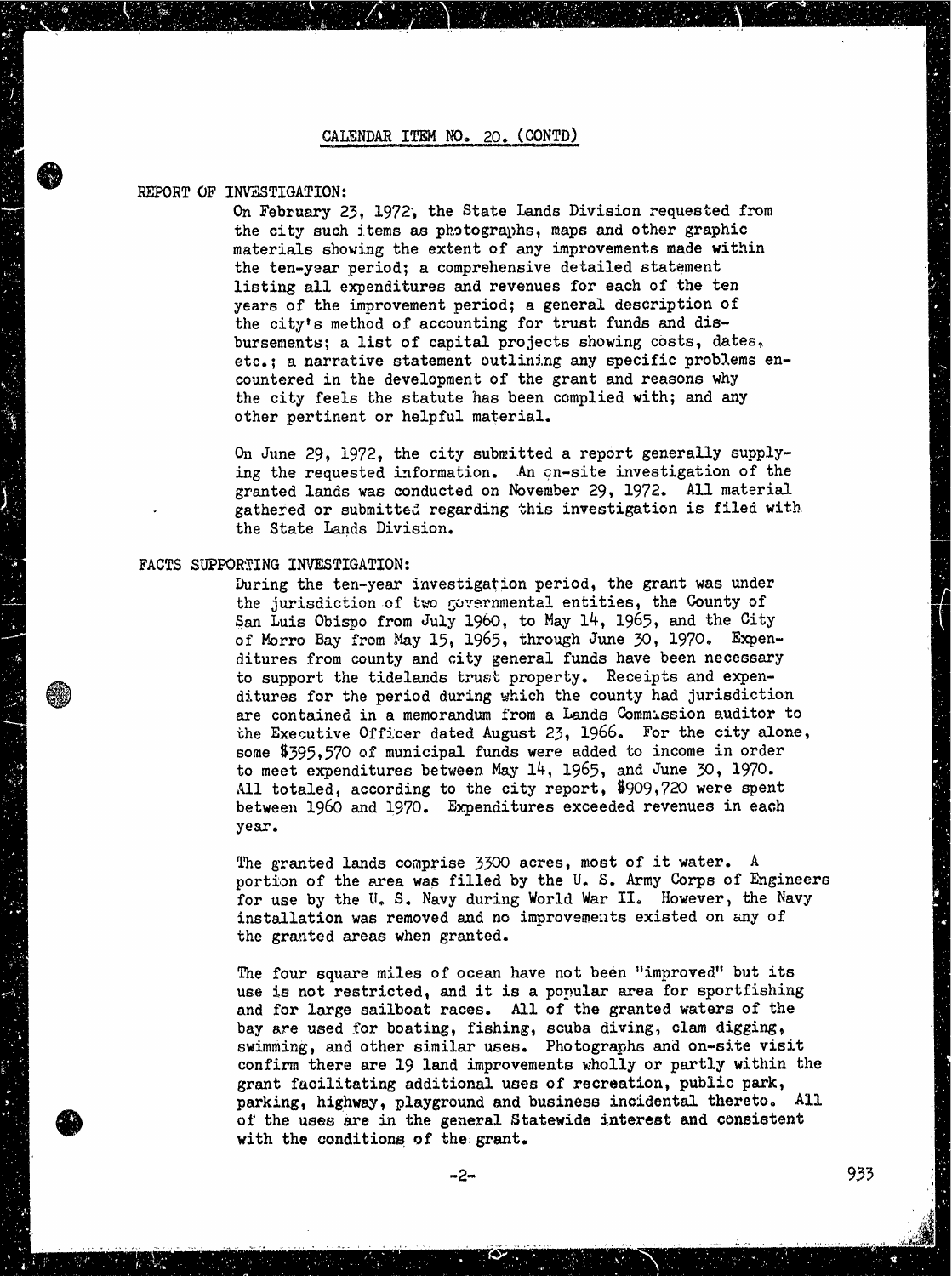CALENDAR ITEM NO. 20. (CONTD)

REPORT OF INVESTIGATION:

On February 23, 1972, the State Lands Division requested from the city such items as photographs, maps and other graphic materials showing the extent of any improvements made within the ten-year period; a comprehensive detailed statement listing all expenditures and revenues for each of the ten years of the improvement period; a general description of the city's method of accounting for trust funds and disbursements; a list of capital projects showing costs, dates, etc.; a narrative statement outlining any specific problems encountered in the development of the grant and reasons why the city feels the statute has been complied with; and any other pertinent or helpful material.

On June 29, 1972, the city submitted a report generally supplying the requested information. An on-site investigation of the granted lands was conducted on November 29, 1972. All material gathered or submitted regarding this investigation is filed with the State Lands Division.

FACTS SUPPORTING INVESTIGATION:

During the ten-year investigation period, the grant was under the jurisdiction of two governmental entities, the County of San Luis Obispo from July 1960, to May 14, 1965, and the City of Morro Bay from May 15, 1965, through June 30, 1970. Expenditures from county and city general funds have been necessary to support the tidelands trust property. Receipts and expenditures for the period during which the county had jurisdiction are contained in a memorandum from a Lands Commission auditor to the Executive Officer dated August 23, 1966. For the city alone, some $395,570 of municipal funds were added to income in order to meet expenditures between May 14, 1965, and June 30, 1970. All totaled, according to the city report, $909,720 were spent between 1960 and 1970. Expenditures exceeded revenues in each year.

The granted lands comprise 3300 acres, most of it water. A portion of the area was filled by the U. S. Army Corps of Engineers for use by the U. S. Navy during World War II. However, the Navy installation was removed and no improvements existed on any of the granted areas when granted.

The four square miles of ocean have not been "improved" but its use is not restricted, and it is a popular area for sportfishing and for large sailboat races. All of the granted waters of the bay are used for boating, fishing, scuba diving, clam digging, swimming, and other similar uses. Photographs and on-site visit confirm there are 19 land improvements wholly or partly within the grant facilitating additional uses of recreation, public park, parking, highway, playground and business incidental thereto. All of the uses are in the general Statewide interest and consistent with the conditions of the grant.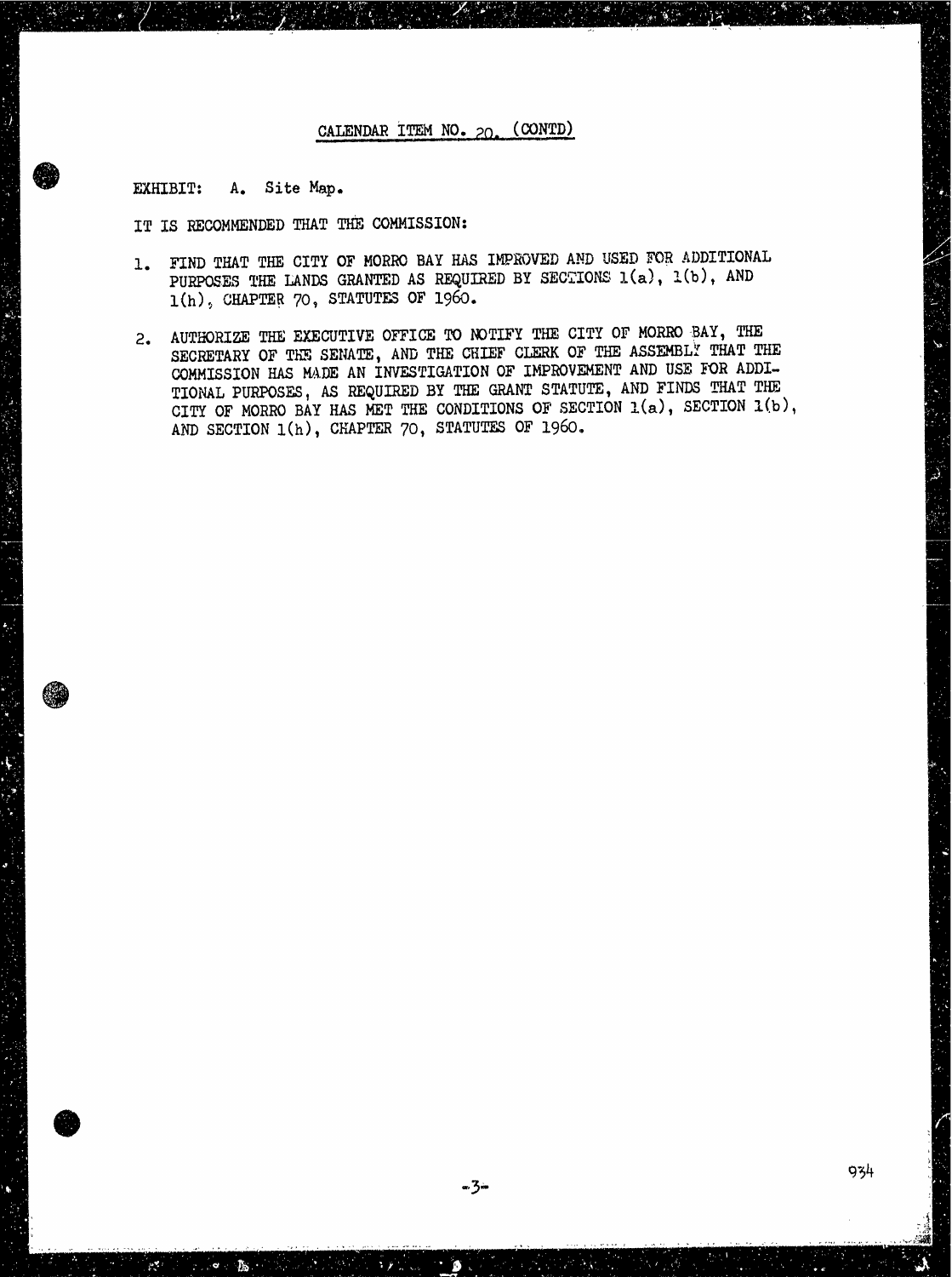CALENDAR ITEM NO. 20. (CONTD)

EXHIBIT: A. Site Map.

IT IS RECOMMENDED THAT THE COMMISSION:

1. FIND THAT THE CITY OF MORRO BAY HAS IMPROVED AND USED FOR ADDITIONAL PURPOSES THE LANDS GRANTED AS REQUIRED BY SECTIONS 1(a), 1(b), AND 1(h), CHAPTER 70, STATUTES OF 1960.

2. AUTHORIZE THE EXECUTIVE OFFICE TO NOTIFY THE CITY OF MORRO BAY, THE SECRETARY OF THE SENATE, AND THE CHIEF CLERK OF THE ASSEMBLY THAT THE COMMISSION HAS MADE AN INVESTIGATION OF IMPROVEMENT AND USE FOR ADDITIONAL PURPOSES, AS REQUIRED BY THE GRANT STATUTE, AND FINDS THAT THE CITY OF MORRO BAY HAS MET THE CONDITIONS OF SECTION 1(a), SECTION 1(b), AND SECTION 1(h), CHAPTER 70, STATUTES OF 1960.